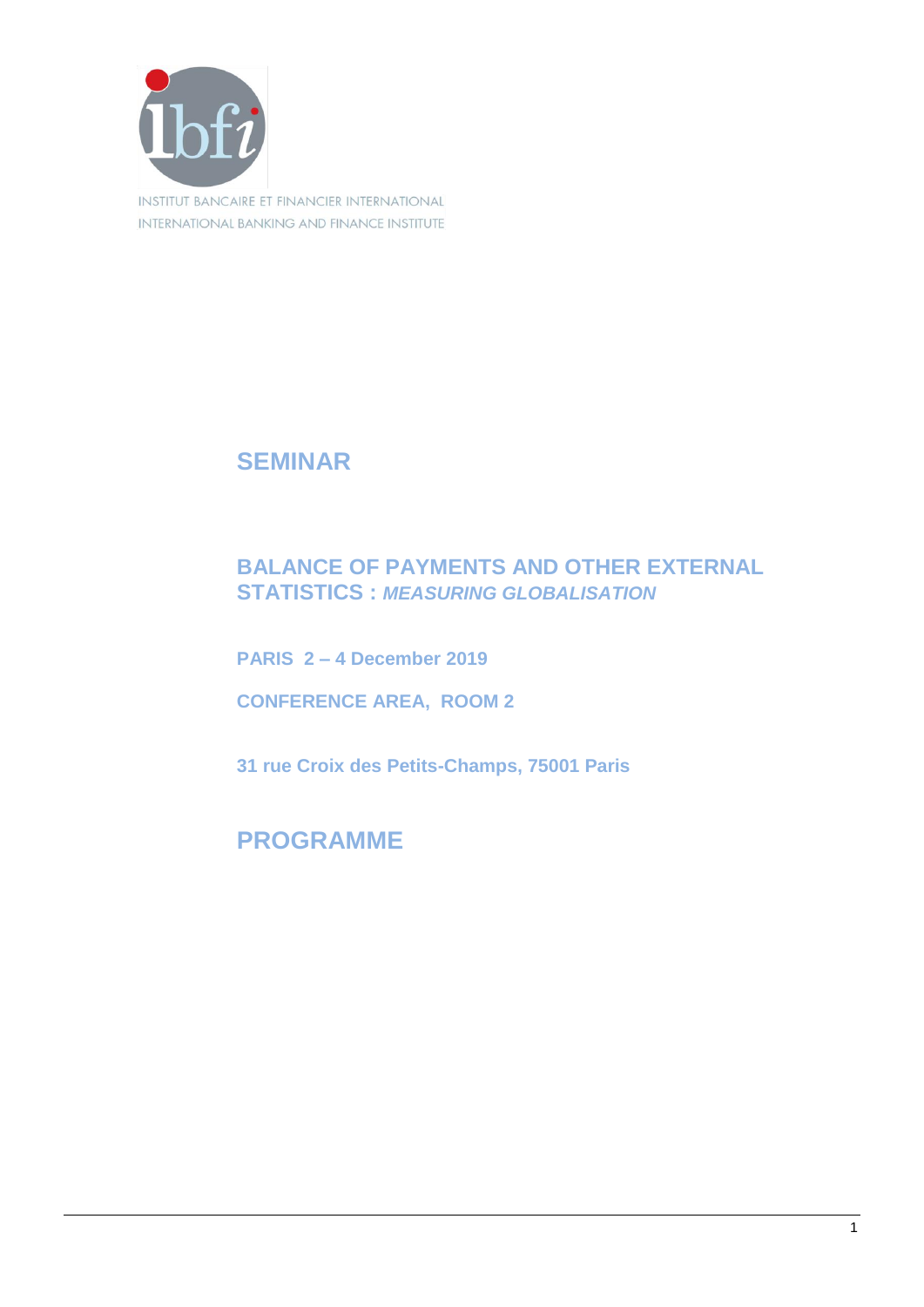INSTITUT BANCAIRE ET FINANCIER INTERNATIONAL
INTERNATIONAL BANKING AND FINANCE INSTITUTE

# SEMINAR

## BALANCE OF PAYMENTS AND OTHER EXTERNAL STATISTICS : *MEASURING GLOBALISATION*

**PARIS 2 – 4 December 2019**

**CONFERENCE AREA, ROOM 2**

**31 rue Croix des Petits-Champs, 75001 Paris**

# PROGRAMME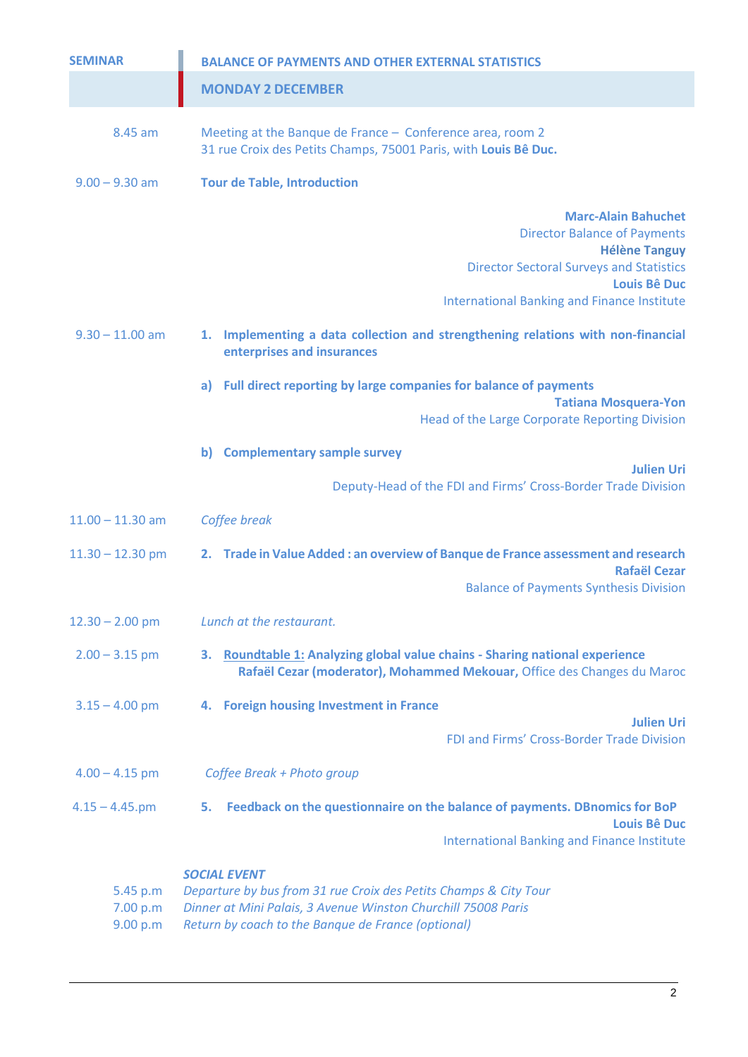| SEMINAR | BALANCE OF PAYMENTS AND OTHER EXTERNAL STATISTICS |
|---|---|
| | **MONDAY 2 DECEMBER** |
| 8.45 am | Meeting at the Banque de France – Conference area, room 2<br>31 rue Croix des Petits Champs, 75001 Paris, with **Louis Bê Duc.** |
| 9.00 – 9.30 am | **Tour de Table, Introduction**<br>**Marc-Alain Bahuchet**<br>Director Balance of Payments<br>**Hélène Tanguy**<br>Director Sectoral Surveys and Statistics<br>**Louis Bê Duc**<br>International Banking and Finance Institute |
| 9.30 – 11.00 am | **1. Implementing a data collection and strengthening relations with non-financial enterprises and insurances**<br>**a) Full direct reporting by large companies for balance of payments**<br>**Tatiana Mosquera-Yon**<br>Head of the Large Corporate Reporting Division<br>**b) Complementary sample survey**<br>**Julien Uri**<br>Deputy-Head of the FDI and Firms' Cross-Border Trade Division |
| 11.00 – 11.30 am | *Coffee break* |
| 11.30 – 12.30 pm | **2. Trade in Value Added : an overview of Banque de France assessment and research**<br>**Rafaël Cezar**<br>Balance of Payments Synthesis Division |
| 12.30 – 2.00 pm | *Lunch at the restaurant.* |
| 2.00 – 3.15 pm | **3. Roundtable 1: Analyzing global value chains - Sharing national experience**<br>**Rafaël Cezar (moderator), Mohammed Mekouar,** Office des Changes du Maroc |
| 3.15 – 4.00 pm | **4. Foreign housing Investment in France**<br>**Julien Uri**<br>FDI and Firms' Cross-Border Trade Division |
| 4.00 – 4.15 pm | *Coffee Break + Photo group* |
| 4.15 – 4.45.pm | **5. Feedback on the questionnaire on the balance of payments. DBnomics for BoP**<br>**Louis Bê Duc**<br>International Banking and Finance Institute |

***SOCIAL EVENT***

| | |
|---|---|
| 5.45 p.m | *Departure by bus from 31 rue Croix des Petits Champs & City Tour* |
| 7.00 p.m | *Dinner at Mini Palais, 3 Avenue Winston Churchill 75008 Paris* |
| 9.00 p.m | *Return by coach to the Banque de France (optional)* |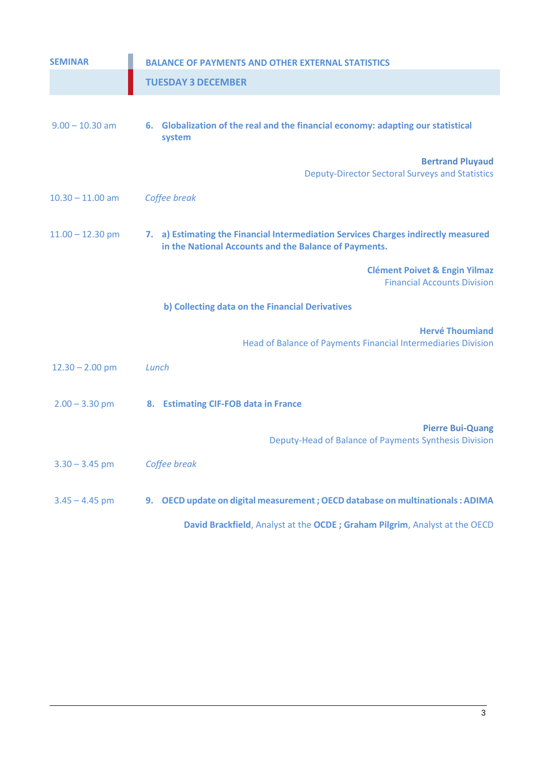**SEMINAR** | **BALANCE OF PAYMENTS AND OTHER EXTERNAL STATISTICS**

## TUESDAY 3 DECEMBER

9.00 – 10.30 am

**6. Globalization of the real and the financial economy: adapting our statistical system**

**Bertrand Pluyaud**
Deputy-Director Sectoral Surveys and Statistics

10.30 – 11.00 am

*Coffee break*

11.00 – 12.30 pm

**7. a) Estimating the Financial Intermediation Services Charges indirectly measured in the National Accounts and the Balance of Payments.**

**Clément Poivet & Engin Yilmaz**
Financial Accounts Division

**b) Collecting data on the Financial Derivatives**

**Hervé Thoumiand**
Head of Balance of Payments Financial Intermediaries Division

12.30 – 2.00 pm

*Lunch*

2.00 – 3.30 pm

**8. Estimating CIF-FOB data in France**

**Pierre Bui-Quang**
Deputy-Head of Balance of Payments Synthesis Division

3.30 – 3.45 pm

*Coffee break*

3.45 – 4.45 pm

**9. OECD update on digital measurement ; OECD database on multinationals : ADIMA**

**David Brackfield**, Analyst at the **OCDE ; Graham Pilgrim**, Analyst at the OECD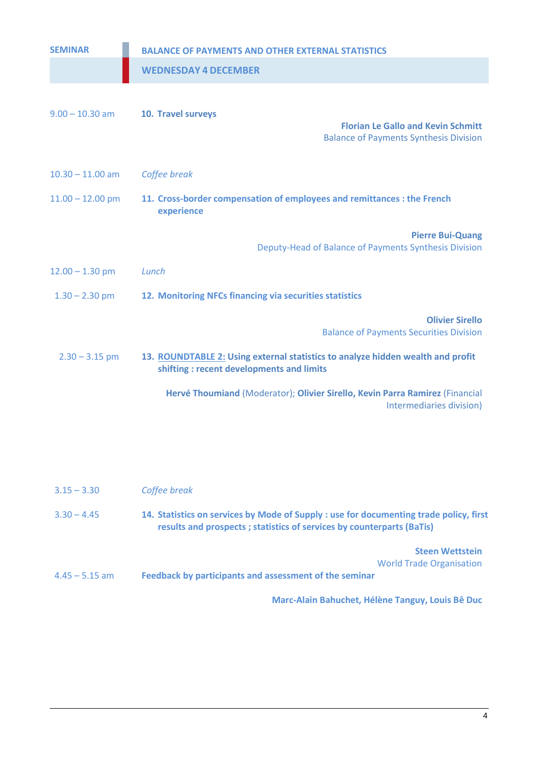**SEMINAR** | **BALANCE OF PAYMENTS AND OTHER EXTERNAL STATISTICS**

## WEDNESDAY 4 DECEMBER

9.00 – 10.30 am — **10. Travel surveys**

**Florian Le Gallo and Kevin Schmitt**
Balance of Payments Synthesis Division

10.30 – 11.00 am — *Coffee break*

11.00 – 12.00 pm — **11. Cross-border compensation of employees and remittances : the French experience**

**Pierre Bui-Quang**
Deputy-Head of Balance of Payments Synthesis Division

12.00 – 1.30 pm — *Lunch*

1.30 – 2.30 pm — **12. Monitoring NFCs financing via securities statistics**

**Olivier Sirello**
Balance of Payments Securities Division

2.30 – 3.15 pm — **13. ROUNDTABLE 2: Using external statistics to analyze hidden wealth and profit shifting : recent developments and limits**

**Hervé Thoumiand** (Moderator); **Olivier Sirello, Kevin Parra Ramirez** (Financial Intermediaries division)

3.15 – 3.30 — *Coffee break*

3.30 – 4.45 — **14. Statistics on services by Mode of Supply : use for documenting trade policy, first results and prospects ; statistics of services by counterparts (BaTis)**

**Steen Wettstein**
World Trade Organisation

4.45 – 5.15 am — **Feedback by participants and assessment of the seminar**

**Marc-Alain Bahuchet, Hélène Tanguy, Louis Bê Duc**